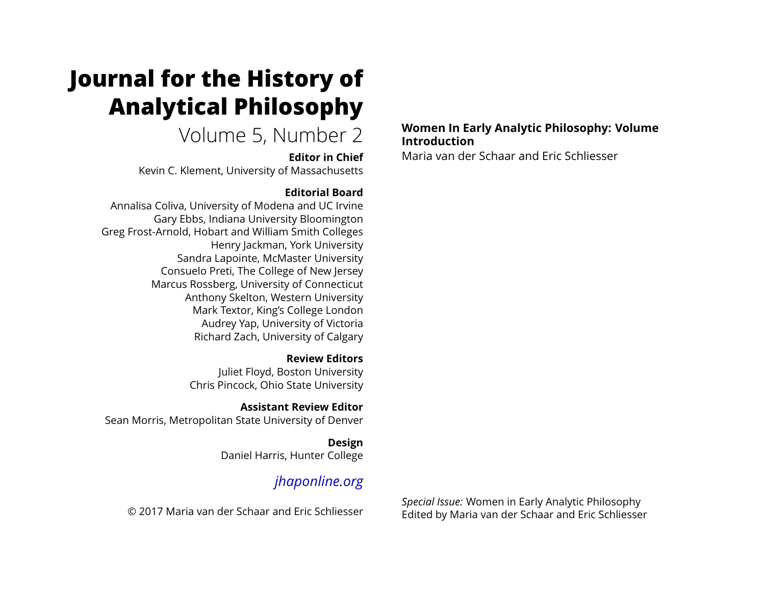# Journal for the History of Analytical Philosophy

Volume 5, Number 2

**Editor in Chief**

Kevin C. Klement, University of Massachusetts

**Editorial Board**

Annalisa Coliva, University of Modena and UC Irvine
Gary Ebbs, Indiana University Bloomington
Greg Frost-Arnold, Hobart and William Smith Colleges
Henry Jackman, York University
Sandra Lapointe, McMaster University
Consuelo Preti, The College of New Jersey
Marcus Rossberg, University of Connecticut
Anthony Skelton, Western University
Mark Textor, King's College London
Audrey Yap, University of Victoria
Richard Zach, University of Calgary

**Review Editors**

Juliet Floyd, Boston University
Chris Pincock, Ohio State University

**Assistant Review Editor**

Sean Morris, Metropolitan State University of Denver

**Design**

Daniel Harris, Hunter College

*jhaponline.org*

© 2017 Maria van der Schaar and Eric Schliesser

## Women In Early Analytic Philosophy: Volume Introduction

Maria van der Schaar and Eric Schliesser

*Special Issue:* Women in Early Analytic Philosophy
Edited by Maria van der Schaar and Eric Schliesser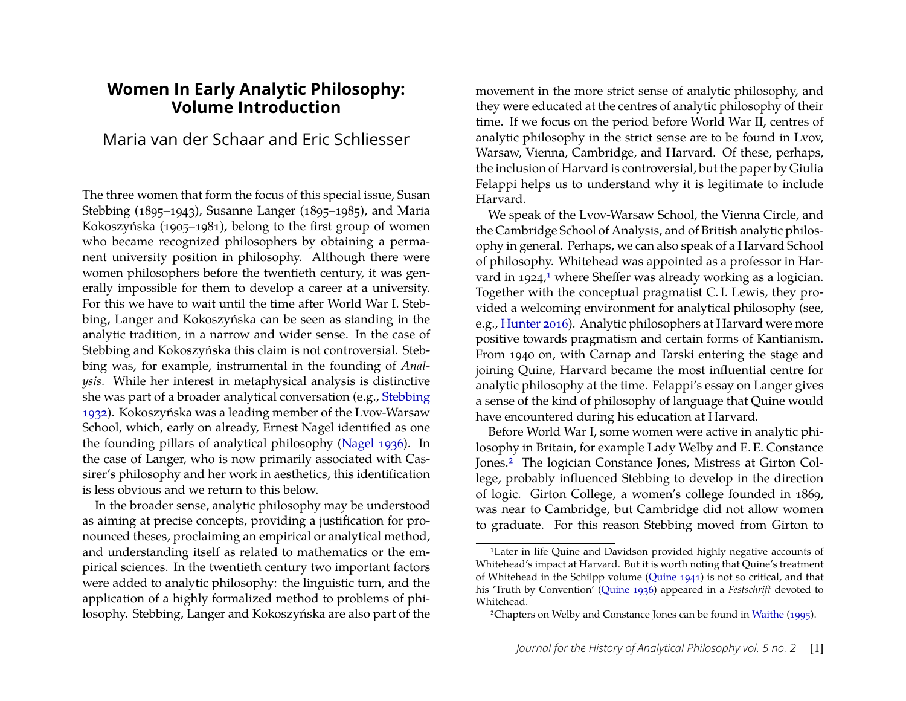# Women In Early Analytic Philosophy: Volume Introduction

Maria van der Schaar and Eric Schliesser

The three women that form the focus of this special issue, Susan Stebbing (1895–1943), Susanne Langer (1895–1985), and Maria Kokoszyńska (1905–1981), belong to the first group of women who became recognized philosophers by obtaining a permanent university position in philosophy. Although there were women philosophers before the twentieth century, it was generally impossible for them to develop a career at a university. For this we have to wait until the time after World War I. Stebbing, Langer and Kokoszyńska can be seen as standing in the analytic tradition, in a narrow and wider sense. In the case of Stebbing and Kokoszyńska this claim is not controversial. Stebbing was, for example, instrumental in the founding of *Analysis*. While her interest in metaphysical analysis is distinctive she was part of a broader analytical conversation (e.g., Stebbing 1932). Kokoszyńska was a leading member of the Lvov-Warsaw School, which, early on already, Ernest Nagel identified as one the founding pillars of analytical philosophy (Nagel 1936). In the case of Langer, who is now primarily associated with Cassirer's philosophy and her work in aesthetics, this identification is less obvious and we return to this below.

In the broader sense, analytic philosophy may be understood as aiming at precise concepts, providing a justification for pronounced theses, proclaiming an empirical or analytical method, and understanding itself as related to mathematics or the empirical sciences. In the twentieth century two important factors were added to analytic philosophy: the linguistic turn, and the application of a highly formalized method to problems of philosophy. Stebbing, Langer and Kokoszyńska are also part of the movement in the more strict sense of analytic philosophy, and they were educated at the centres of analytic philosophy of their time. If we focus on the period before World War II, centres of analytic philosophy in the strict sense are to be found in Lvov, Warsaw, Vienna, Cambridge, and Harvard. Of these, perhaps, the inclusion of Harvard is controversial, but the paper by Giulia Felappi helps us to understand why it is legitimate to include Harvard.

We speak of the Lvov-Warsaw School, the Vienna Circle, and the Cambridge School of Analysis, and of British analytic philosophy in general. Perhaps, we can also speak of a Harvard School of philosophy. Whitehead was appointed as a professor in Harvard in 1924,[1] where Sheffer was already working as a logician. Together with the conceptual pragmatist C. I. Lewis, they provided a welcoming environment for analytical philosophy (see, e.g., Hunter 2016). Analytic philosophers at Harvard were more positive towards pragmatism and certain forms of Kantianism. From 1940 on, with Carnap and Tarski entering the stage and joining Quine, Harvard became the most influential centre for analytic philosophy at the time. Felappi's essay on Langer gives a sense of the kind of philosophy of language that Quine would have encountered during his education at Harvard.

Before World War I, some women were active in analytic philosophy in Britain, for example Lady Welby and E. E. Constance Jones.[2] The logician Constance Jones, Mistress at Girton College, probably influenced Stebbing to develop in the direction of logic. Girton College, a women's college founded in 1869, was near to Cambridge, but Cambridge did not allow women to graduate. For this reason Stebbing moved from Girton to

[1] Later in life Quine and Davidson provided highly negative accounts of Whitehead's impact at Harvard. But it is worth noting that Quine's treatment of Whitehead in the Schilpp volume (Quine 1941) is not so critical, and that his 'Truth by Convention' (Quine 1936) appeared in a *Festschrift* devoted to Whitehead.

[2] Chapters on Welby and Constance Jones can be found in Waithe (1995).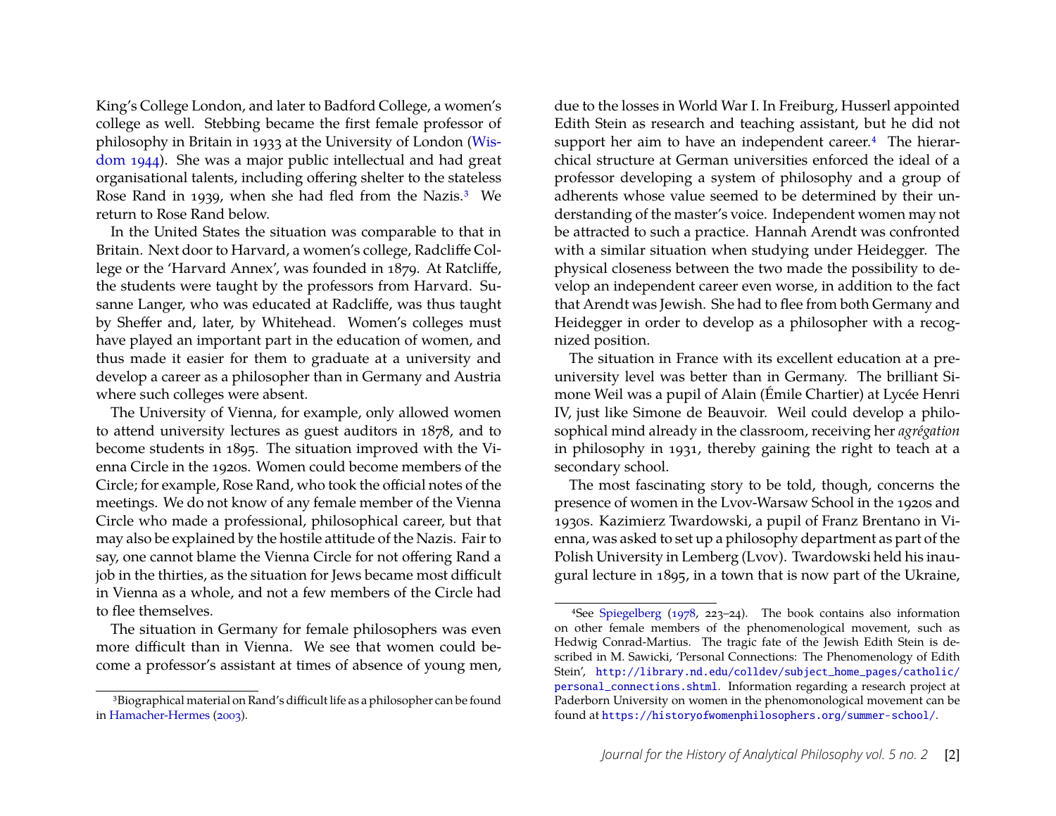King's College London, and later to Badford College, a women's college as well. Stebbing became the first female professor of philosophy in Britain in 1933 at the University of London (Wisdom 1944). She was a major public intellectual and had great organisational talents, including offering shelter to the stateless Rose Rand in 1939, when she had fled from the Nazis.[3] We return to Rose Rand below.

In the United States the situation was comparable to that in Britain. Next door to Harvard, a women's college, Radcliffe College or the 'Harvard Annex', was founded in 1879. At Ratcliffe, the students were taught by the professors from Harvard. Susanne Langer, who was educated at Radcliffe, was thus taught by Sheffer and, later, by Whitehead. Women's colleges must have played an important part in the education of women, and thus made it easier for them to graduate at a university and develop a career as a philosopher than in Germany and Austria where such colleges were absent.

The University of Vienna, for example, only allowed women to attend university lectures as guest auditors in 1878, and to become students in 1895. The situation improved with the Vienna Circle in the 1920s. Women could become members of the Circle; for example, Rose Rand, who took the official notes of the meetings. We do not know of any female member of the Vienna Circle who made a professional, philosophical career, but that may also be explained by the hostile attitude of the Nazis. Fair to say, one cannot blame the Vienna Circle for not offering Rand a job in the thirties, as the situation for Jews became most difficult in Vienna as a whole, and not a few members of the Circle had to flee themselves.

The situation in Germany for female philosophers was even more difficult than in Vienna. We see that women could become a professor's assistant at times of absence of young men, due to the losses in World War I. In Freiburg, Husserl appointed Edith Stein as research and teaching assistant, but he did not support her aim to have an independent career.[4] The hierarchical structure at German universities enforced the ideal of a professor developing a system of philosophy and a group of adherents whose value seemed to be determined by their understanding of the master's voice. Independent women may not be attracted to such a practice. Hannah Arendt was confronted with a similar situation when studying under Heidegger. The physical closeness between the two made the possibility to develop an independent career even worse, in addition to the fact that Arendt was Jewish. She had to flee from both Germany and Heidegger in order to develop as a philosopher with a recognized position.

The situation in France with its excellent education at a pre-university level was better than in Germany. The brilliant Simone Weil was a pupil of Alain (Émile Chartier) at Lycée Henri IV, just like Simone de Beauvoir. Weil could develop a philosophical mind already in the classroom, receiving her *agrégation* in philosophy in 1931, thereby gaining the right to teach at a secondary school.

The most fascinating story to be told, though, concerns the presence of women in the Lvov-Warsaw School in the 1920s and 1930s. Kazimierz Twardowski, a pupil of Franz Brentano in Vienna, was asked to set up a philosophy department as part of the Polish University in Lemberg (Lvov). Twardowski held his inaugural lecture in 1895, in a town that is now part of the Ukraine,

---

[3] Biographical material on Rand's difficult life as a philosopher can be found in Hamacher-Hermes (2003).

[4] See Spiegelberg (1978, 223–24). The book contains also information on other female members of the phenomenological movement, such as Hedwig Conrad-Martius. The tragic fate of the Jewish Edith Stein is described in M. Sawicki, 'Personal Connections: The Phenomenology of Edith Stein', http://library.nd.edu/colldev/subject_home_pages/catholic/personal_connections.shtml. Information regarding a research project at Paderborn University on women in the phenomonological movement can be found at https://historyofwomenphilosophers.org/summer-school/.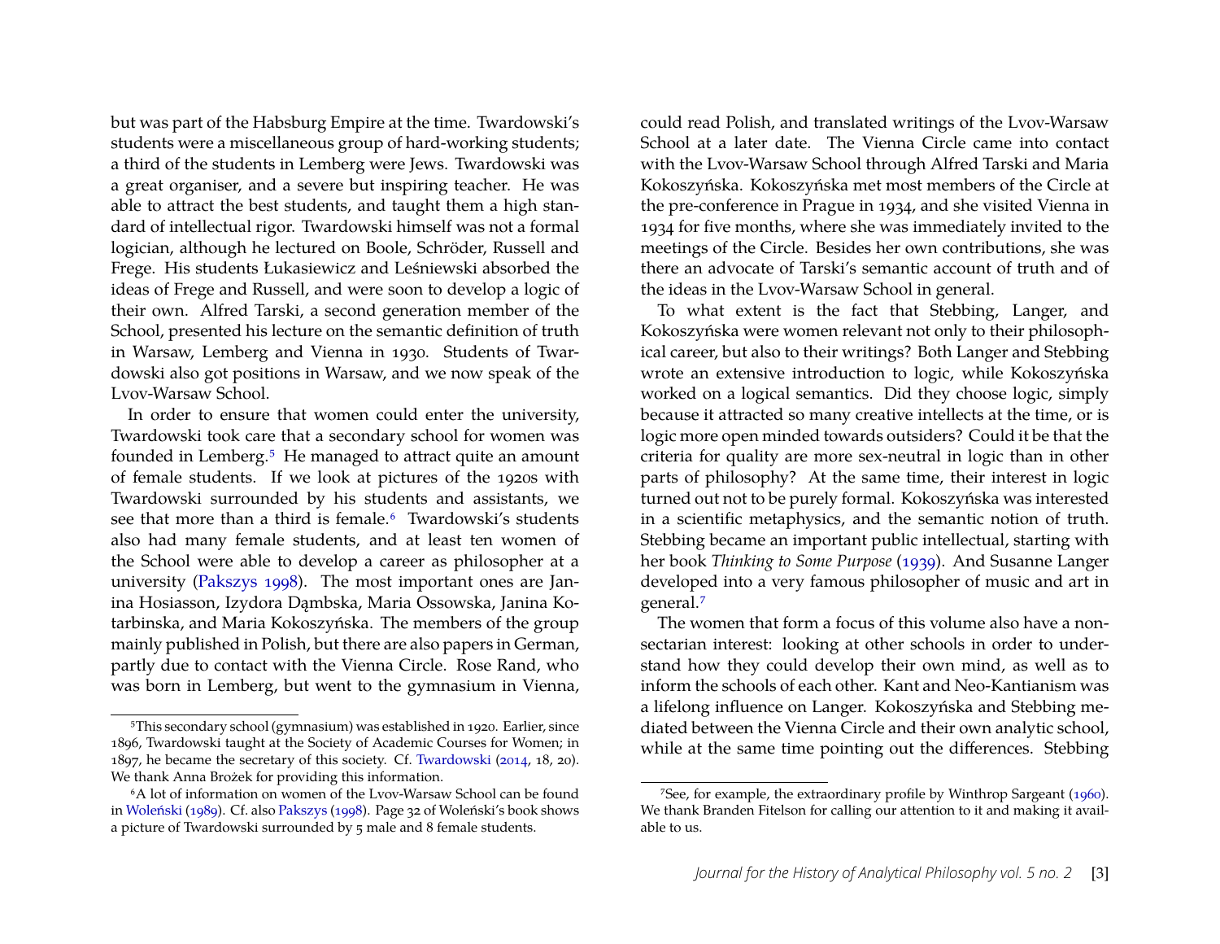but was part of the Habsburg Empire at the time. Twardowski's students were a miscellaneous group of hard-working students; a third of the students in Lemberg were Jews. Twardowski was a great organiser, and a severe but inspiring teacher. He was able to attract the best students, and taught them a high standard of intellectual rigor. Twardowski himself was not a formal logician, although he lectured on Boole, Schröder, Russell and Frege. His students Łukasiewicz and Leśniewski absorbed the ideas of Frege and Russell, and were soon to develop a logic of their own. Alfred Tarski, a second generation member of the School, presented his lecture on the semantic definition of truth in Warsaw, Lemberg and Vienna in 1930. Students of Twardowski also got positions in Warsaw, and we now speak of the Lvov-Warsaw School.

In order to ensure that women could enter the university, Twardowski took care that a secondary school for women was founded in Lemberg.[5] He managed to attract quite an amount of female students. If we look at pictures of the 1920s with Twardowski surrounded by his students and assistants, we see that more than a third is female.[6] Twardowski's students also had many female students, and at least ten women of the School were able to develop a career as philosopher at a university (Pakszys 1998). The most important ones are Janina Hosiasson, Izydora Dąmbska, Maria Ossowska, Janina Kotarbinska, and Maria Kokoszyńska. The members of the group mainly published in Polish, but there are also papers in German, partly due to contact with the Vienna Circle. Rose Rand, who was born in Lemberg, but went to the gymnasium in Vienna, could read Polish, and translated writings of the Lvov-Warsaw School at a later date. The Vienna Circle came into contact with the Lvov-Warsaw School through Alfred Tarski and Maria Kokoszyńska. Kokoszyńska met most members of the Circle at the pre-conference in Prague in 1934, and she visited Vienna in 1934 for five months, where she was immediately invited to the meetings of the Circle. Besides her own contributions, she was there an advocate of Tarski's semantic account of truth and of the ideas in the Lvov-Warsaw School in general.

To what extent is the fact that Stebbing, Langer, and Kokoszyńska were women relevant not only to their philosophical career, but also to their writings? Both Langer and Stebbing wrote an extensive introduction to logic, while Kokoszyńska worked on a logical semantics. Did they choose logic, simply because it attracted so many creative intellects at the time, or is logic more open minded towards outsiders? Could it be that the criteria for quality are more sex-neutral in logic than in other parts of philosophy? At the same time, their interest in logic turned out not to be purely formal. Kokoszyńska was interested in a scientific metaphysics, and the semantic notion of truth. Stebbing became an important public intellectual, starting with her book *Thinking to Some Purpose* (1939). And Susanne Langer developed into a very famous philosopher of music and art in general.[7]

The women that form a focus of this volume also have a nonsectarian interest: looking at other schools in order to understand how they could develop their own mind, as well as to inform the schools of each other. Kant and Neo-Kantianism was a lifelong influence on Langer. Kokoszyńska and Stebbing mediated between the Vienna Circle and their own analytic school, while at the same time pointing out the differences. Stebbing

---

[5] This secondary school (gymnasium) was established in 1920. Earlier, since 1896, Twardowski taught at the Society of Academic Courses for Women; in 1897, he became the secretary of this society. Cf. Twardowski (2014, 18, 20). We thank Anna Brożek for providing this information.

[6] A lot of information on women of the Lvov-Warsaw School can be found in Woleński (1989). Cf. also Pakszys (1998). Page 32 of Woleński's book shows a picture of Twardowski surrounded by 5 male and 8 female students.

[7] See, for example, the extraordinary profile by Winthrop Sargeant (1960). We thank Branden Fitelson for calling our attention to it and making it available to us.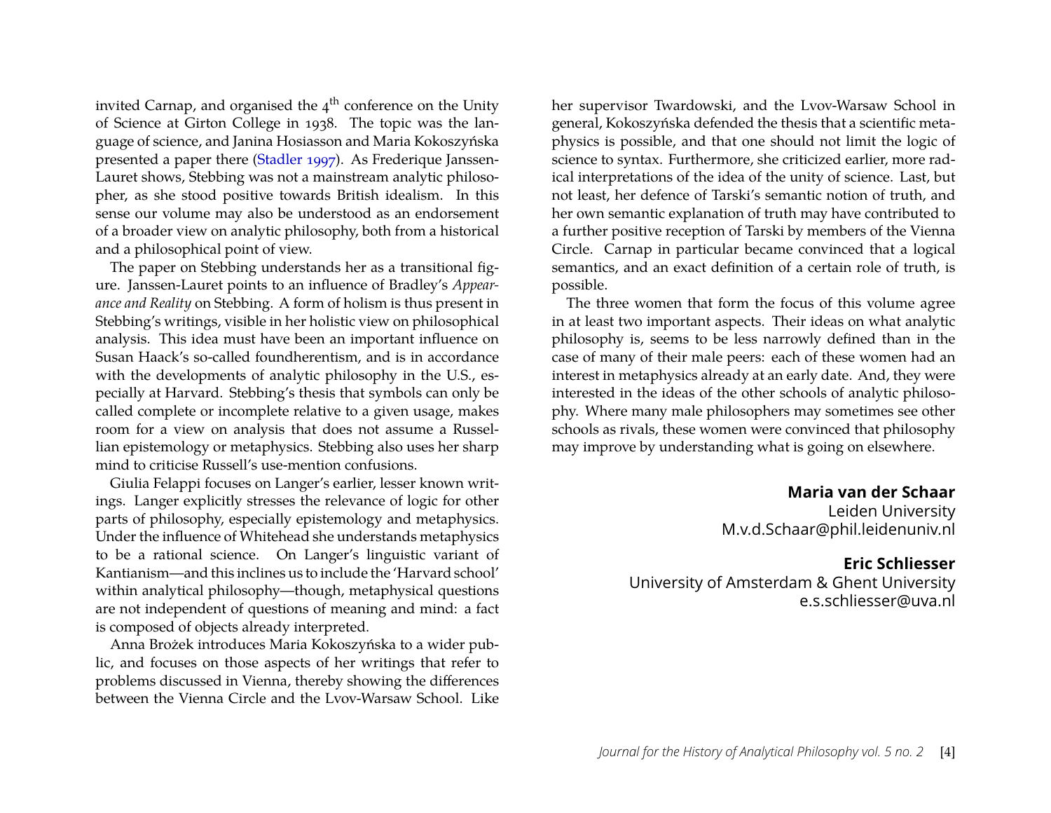invited Carnap, and organised the 4th conference on the Unity of Science at Girton College in 1938. The topic was the language of science, and Janina Hosiasson and Maria Kokoszyńska presented a paper there (Stadler 1997). As Frederique Janssen-Lauret shows, Stebbing was not a mainstream analytic philosopher, as she stood positive towards British idealism. In this sense our volume may also be understood as an endorsement of a broader view on analytic philosophy, both from a historical and a philosophical point of view.

The paper on Stebbing understands her as a transitional figure. Janssen-Lauret points to an influence of Bradley's *Appearance and Reality* on Stebbing. A form of holism is thus present in Stebbing's writings, visible in her holistic view on philosophical analysis. This idea must have been an important influence on Susan Haack's so-called foundherentism, and is in accordance with the developments of analytic philosophy in the U.S., especially at Harvard. Stebbing's thesis that symbols can only be called complete or incomplete relative to a given usage, makes room for a view on analysis that does not assume a Russellian epistemology or metaphysics. Stebbing also uses her sharp mind to criticise Russell's use-mention confusions.

Giulia Felappi focuses on Langer's earlier, lesser known writings. Langer explicitly stresses the relevance of logic for other parts of philosophy, especially epistemology and metaphysics. Under the influence of Whitehead she understands metaphysics to be a rational science. On Langer's linguistic variant of Kantianism—and this inclines us to include the 'Harvard school' within analytical philosophy—though, metaphysical questions are not independent of questions of meaning and mind: a fact is composed of objects already interpreted.

Anna Brożek introduces Maria Kokoszyńska to a wider public, and focuses on those aspects of her writings that refer to problems discussed in Vienna, thereby showing the differences between the Vienna Circle and the Lvov-Warsaw School. Like her supervisor Twardowski, and the Lvov-Warsaw School in general, Kokoszyńska defended the thesis that a scientific metaphysics is possible, and that one should not limit the logic of science to syntax. Furthermore, she criticized earlier, more radical interpretations of the idea of the unity of science. Last, but not least, her defence of Tarski's semantic notion of truth, and her own semantic explanation of truth may have contributed to a further positive reception of Tarski by members of the Vienna Circle. Carnap in particular became convinced that a logical semantics, and an exact definition of a certain role of truth, is possible.

The three women that form the focus of this volume agree in at least two important aspects. Their ideas on what analytic philosophy is, seems to be less narrowly defined than in the case of many of their male peers: each of these women had an interest in metaphysics already at an early date. And, they were interested in the ideas of the other schools of analytic philosophy. Where many male philosophers may sometimes see other schools as rivals, these women were convinced that philosophy may improve by understanding what is going on elsewhere.

**Maria van der Schaar**
Leiden University
M.v.d.Schaar@phil.leidenuniv.nl

**Eric Schliesser**
University of Amsterdam & Ghent University
e.s.schliesser@uva.nl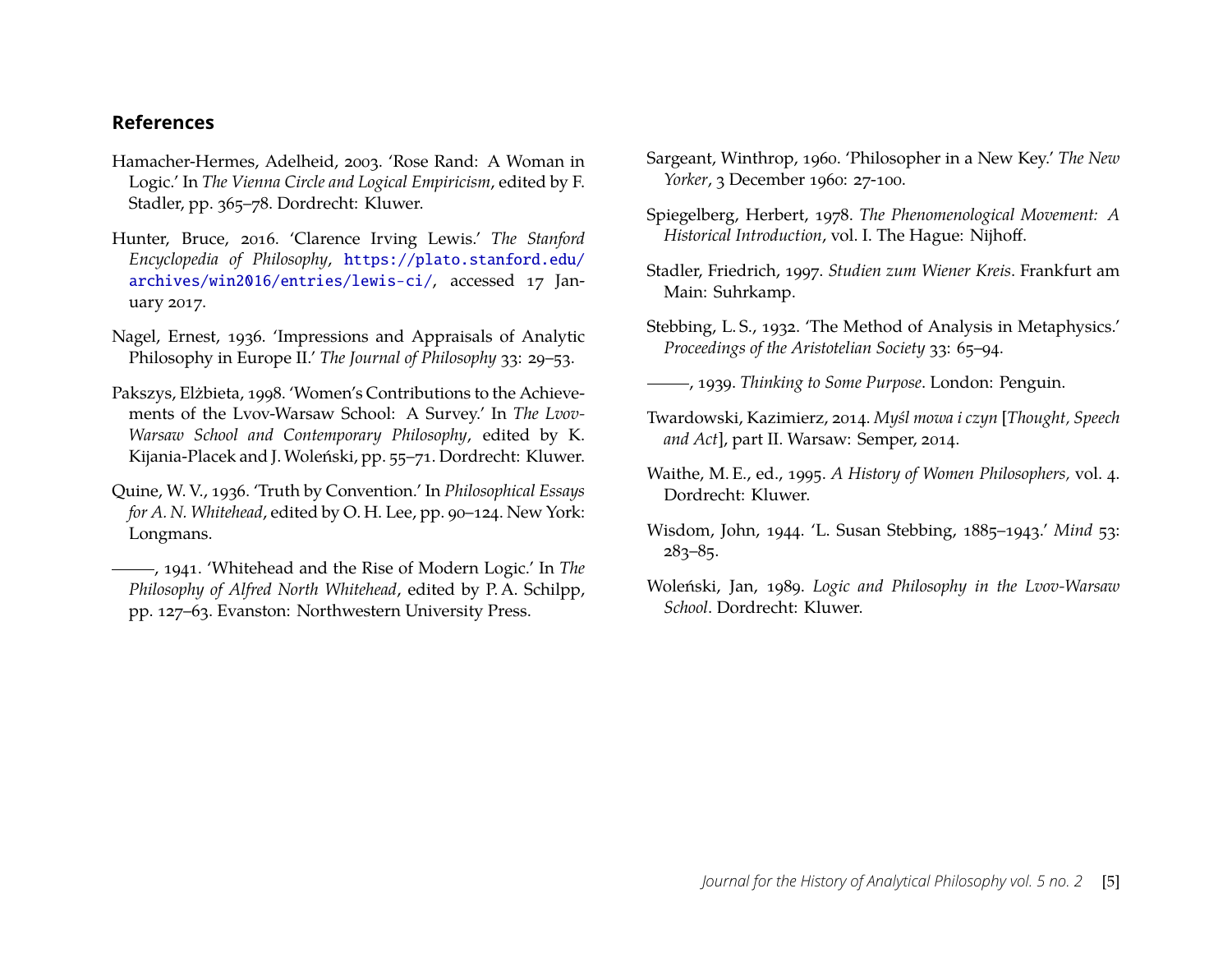## References

Hamacher-Hermes, Adelheid, 2003. 'Rose Rand: A Woman in Logic.' In *The Vienna Circle and Logical Empiricism*, edited by F. Stadler, pp. 365–78. Dordrecht: Kluwer.

Hunter, Bruce, 2016. 'Clarence Irving Lewis.' *The Stanford Encyclopedia of Philosophy*, https://plato.stanford.edu/archives/win2016/entries/lewis-ci/, accessed 17 January 2017.

Nagel, Ernest, 1936. 'Impressions and Appraisals of Analytic Philosophy in Europe II.' *The Journal of Philosophy* 33: 29–53.

Pakszys, Elżbieta, 1998. 'Women's Contributions to the Achievements of the Lvov-Warsaw School: A Survey.' In *The Lvov-Warsaw School and Contemporary Philosophy*, edited by K. Kijania-Placek and J. Woleński, pp. 55–71. Dordrecht: Kluwer.

Quine, W. V., 1936. 'Truth by Convention.' In *Philosophical Essays for A. N. Whitehead*, edited by O. H. Lee, pp. 90–124. New York: Longmans.

———, 1941. 'Whitehead and the Rise of Modern Logic.' In *The Philosophy of Alfred North Whitehead*, edited by P. A. Schilpp, pp. 127–63. Evanston: Northwestern University Press.

Sargeant, Winthrop, 1960. 'Philosopher in a New Key.' *The New Yorker*, 3 December 1960: 27-100.

Spiegelberg, Herbert, 1978. *The Phenomenological Movement: A Historical Introduction*, vol. I. The Hague: Nijhoff.

Stadler, Friedrich, 1997. *Studien zum Wiener Kreis*. Frankfurt am Main: Suhrkamp.

Stebbing, L. S., 1932. 'The Method of Analysis in Metaphysics.' *Proceedings of the Aristotelian Society* 33: 65–94.

———, 1939. *Thinking to Some Purpose*. London: Penguin.

Twardowski, Kazimierz, 2014. *Myśl mowa i czyn* [*Thought, Speech and Act*], part II. Warsaw: Semper, 2014.

Waithe, M. E., ed., 1995. *A History of Women Philosophers*, vol. 4. Dordrecht: Kluwer.

Wisdom, John, 1944. 'L. Susan Stebbing, 1885–1943.' *Mind* 53: 283–85.

Woleński, Jan, 1989. *Logic and Philosophy in the Lvov-Warsaw School*. Dordrecht: Kluwer.